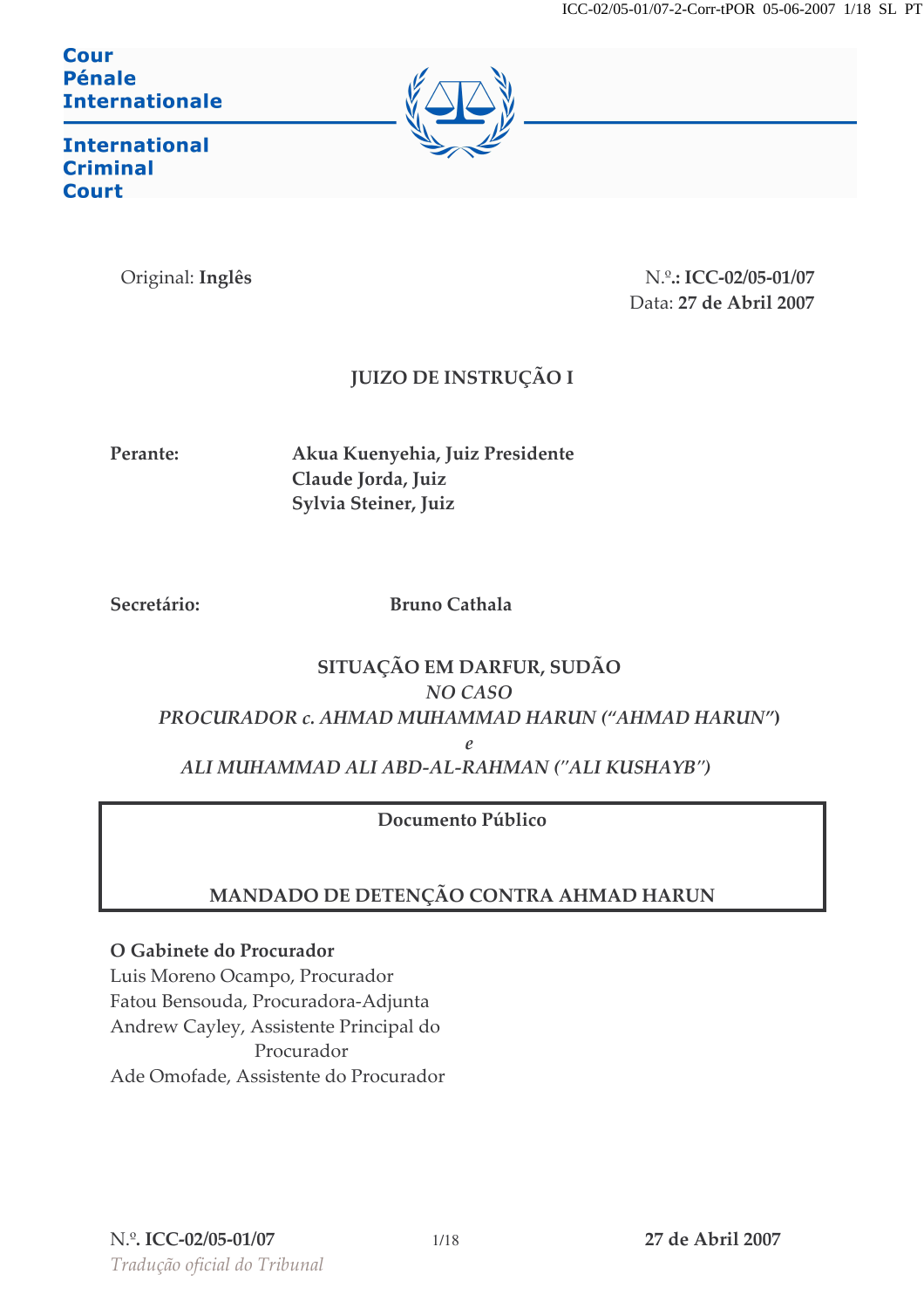Cour Pénale Internationale

International Criminal Court

Original: **Inglês**

N.º.: **ICC-02/05-01/07**
Data: **27 de Abril 2007**

## JUIZO DE INSTRUÇÃO I

**Perante:** **Akua Kuenyehia, Juiz Presidente**
**Claude Jorda, Juiz**
**Sylvia Steiner, Juiz**

**Secretário:** **Bruno Cathala**

**SITUAÇÃO EM DARFUR, SUDÃO**
***NO CASO***
***PROCURADOR c. AHMAD MUHAMMAD HARUN ("AHMAD HARUN")***
***e***
***ALI MUHAMMAD ALI ABD-AL-RAHMAN ("ALI KUSHAYB")***

**Documento Público**

**MANDADO DE DETENÇÃO CONTRA AHMAD HARUN**

**O Gabinete do Procurador**
Luis Moreno Ocampo, Procurador
Fatou Bensouda, Procuradora-Adjunta
Andrew Cayley, Assistente Principal do Procurador
Ade Omofade, Assistente do Procurador

*Tradução oficial do Tribunal*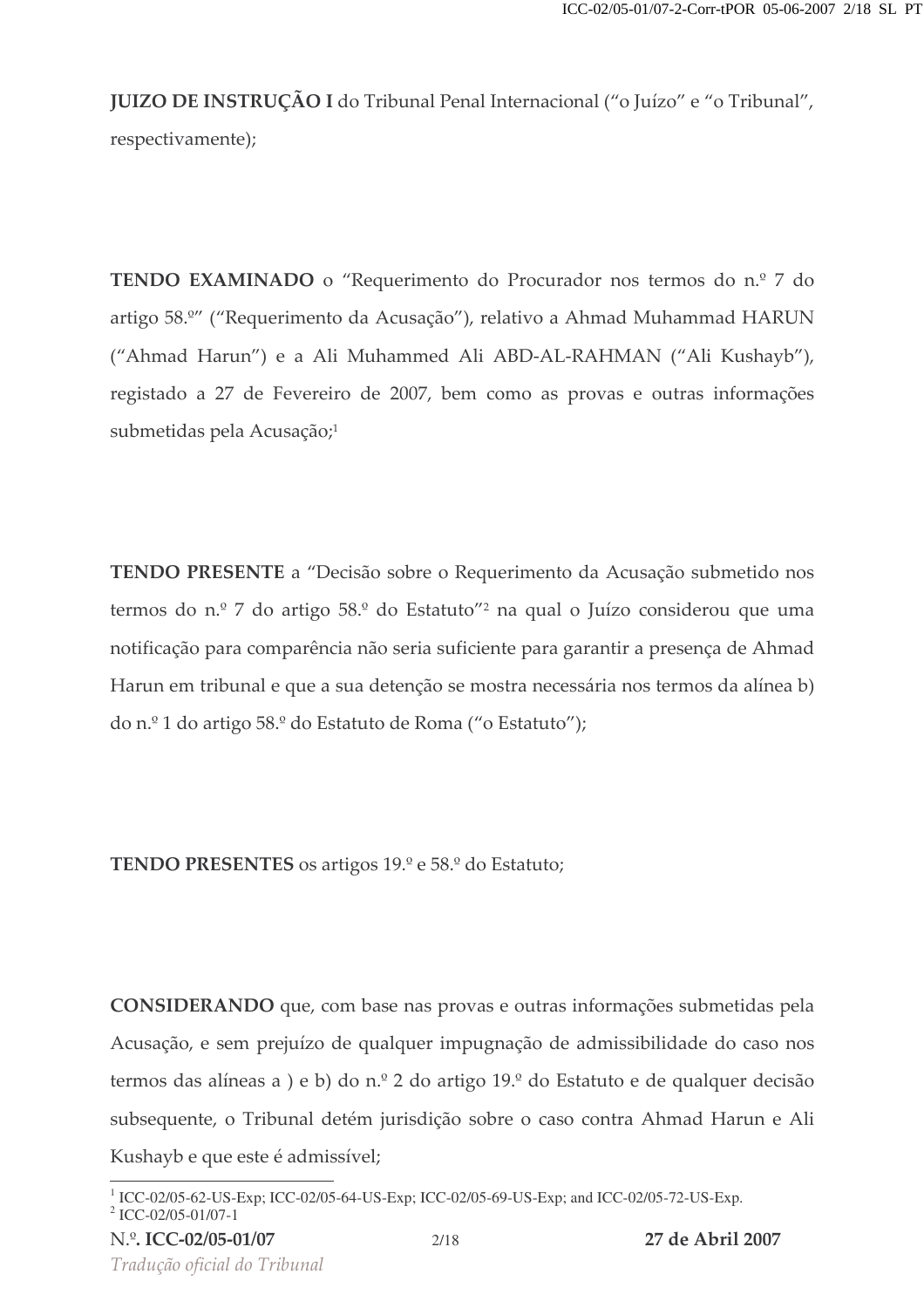**JUIZO DE INSTRUÇÃO I** do Tribunal Penal Internacional ("o Juízo" e "o Tribunal", respectivamente);

**TENDO EXAMINADO** o "Requerimento do Procurador nos termos do n.º 7 do artigo 58.º" ("Requerimento da Acusação"), relativo a Ahmad Muhammad HARUN ("Ahmad Harun") e a Ali Muhammed Ali ABD-AL-RAHMAN ("Ali Kushayb"), registado a 27 de Fevereiro de 2007, bem como as provas e outras informações submetidas pela Acusação;[1]

**TENDO PRESENTE** a "Decisão sobre o Requerimento da Acusação submetido nos termos do n.º 7 do artigo 58.º do Estatuto"[2] na qual o Juízo considerou que uma notificação para comparência não seria suficiente para garantir a presença de Ahmad Harun em tribunal e que a sua detenção se mostra necessária nos termos da alínea b) do n.º 1 do artigo 58.º do Estatuto de Roma ("o Estatuto");

**TENDO PRESENTES** os artigos 19.º e 58.º do Estatuto;

**CONSIDERANDO** que, com base nas provas e outras informações submetidas pela Acusação, e sem prejuízo de qualquer impugnação de admissibilidade do caso nos termos das alíneas a ) e b) do n.º 2 do artigo 19.º do Estatuto e de qualquer decisão subsequente, o Tribunal detém jurisdição sobre o caso contra Ahmad Harun e Ali Kushayb e que este é admissível;

---

[1] ICC-02/05-62-US-Exp; ICC-02/05-64-US-Exp; ICC-02/05-69-US-Exp; and ICC-02/05-72-US-Exp.
[2] ICC-02/05-01/07-1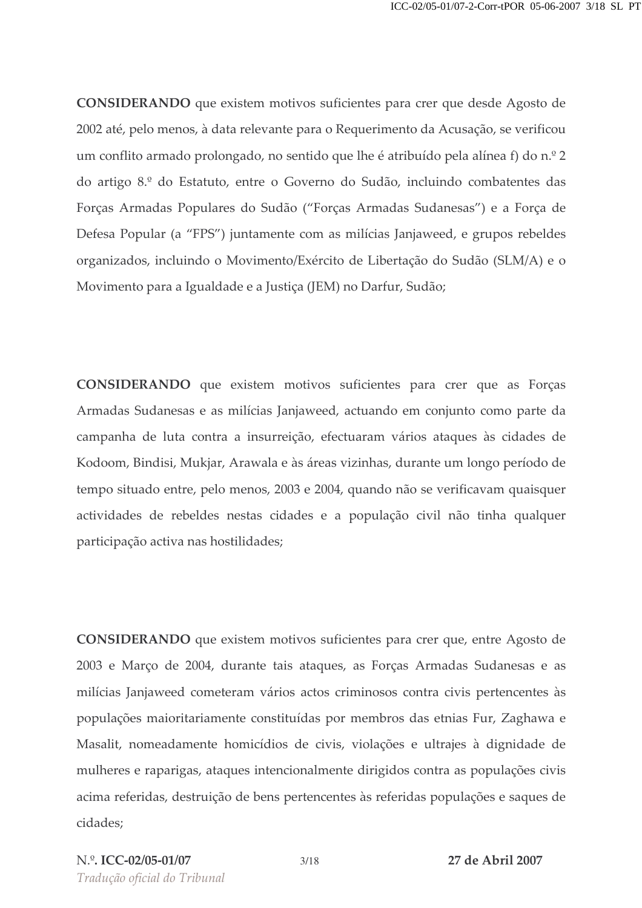**CONSIDERANDO** que existem motivos suficientes para crer que desde Agosto de 2002 até, pelo menos, à data relevante para o Requerimento da Acusação, se verificou um conflito armado prolongado, no sentido que lhe é atribuído pela alínea f) do n.º 2 do artigo 8.º do Estatuto, entre o Governo do Sudão, incluindo combatentes das Forças Armadas Populares do Sudão ("Forças Armadas Sudanesas") e a Força de Defesa Popular (a "FPS") juntamente com as milícias Janjaweed, e grupos rebeldes organizados, incluindo o Movimento/Exército de Libertação do Sudão (SLM/A) e o Movimento para a Igualdade e a Justiça (JEM) no Darfur, Sudão;

**CONSIDERANDO** que existem motivos suficientes para crer que as Forças Armadas Sudanesas e as milícias Janjaweed, actuando em conjunto como parte da campanha de luta contra a insurreição, efectuaram vários ataques às cidades de Kodoom, Bindisi, Mukjar, Arawala e às áreas vizinhas, durante um longo período de tempo situado entre, pelo menos, 2003 e 2004, quando não se verificavam quaisquer actividades de rebeldes nestas cidades e a população civil não tinha qualquer participação activa nas hostilidades;

**CONSIDERANDO** que existem motivos suficientes para crer que, entre Agosto de 2003 e Março de 2004, durante tais ataques, as Forças Armadas Sudanesas e as milícias Janjaweed cometeram vários actos criminosos contra civis pertencentes às populações maioritariamente constituídas por membros das etnias Fur, Zaghawa e Masalit, nomeadamente homicídios de civis, violações e ultrajes à dignidade de mulheres e raparigas, ataques intencionalmente dirigidos contra as populações civis acima referidas, destruição de bens pertencentes às referidas populações e saques de cidades;

N.º. **ICC-02/05-01/07** **27 de Abril 2007**
*Tradução oficial do Tribunal*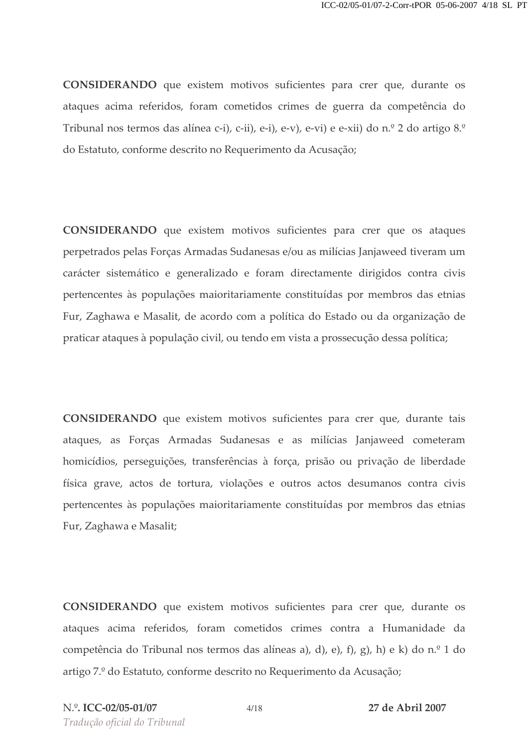**CONSIDERANDO** que existem motivos suficientes para crer que, durante os ataques acima referidos, foram cometidos crimes de guerra da competência do Tribunal nos termos das alínea c-i), c-ii), e-i), e-v), e-vi) e e-xii) do n.º 2 do artigo 8.º do Estatuto, conforme descrito no Requerimento da Acusação;

**CONSIDERANDO** que existem motivos suficientes para crer que os ataques perpetrados pelas Forças Armadas Sudanesas e/ou as milícias Janjaweed tiveram um carácter sistemático e generalizado e foram directamente dirigidos contra civis pertencentes às populações maioritariamente constituídas por membros das etnias Fur, Zaghawa e Masalit, de acordo com a política do Estado ou da organização de praticar ataques à população civil, ou tendo em vista a prossecução dessa política;

**CONSIDERANDO** que existem motivos suficientes para crer que, durante tais ataques, as Forças Armadas Sudanesas e as milícias Janjaweed cometeram homicídios, perseguições, transferências à força, prisão ou privação de liberdade física grave, actos de tortura, violações e outros actos desumanos contra civis pertencentes às populações maioritariamente constituídas por membros das etnias Fur, Zaghawa e Masalit;

**CONSIDERANDO** que existem motivos suficientes para crer que, durante os ataques acima referidos, foram cometidos crimes contra a Humanidade da competência do Tribunal nos termos das alíneas a), d), e), f), g), h) e k) do n.º 1 do artigo 7.º do Estatuto, conforme descrito no Requerimento da Acusação;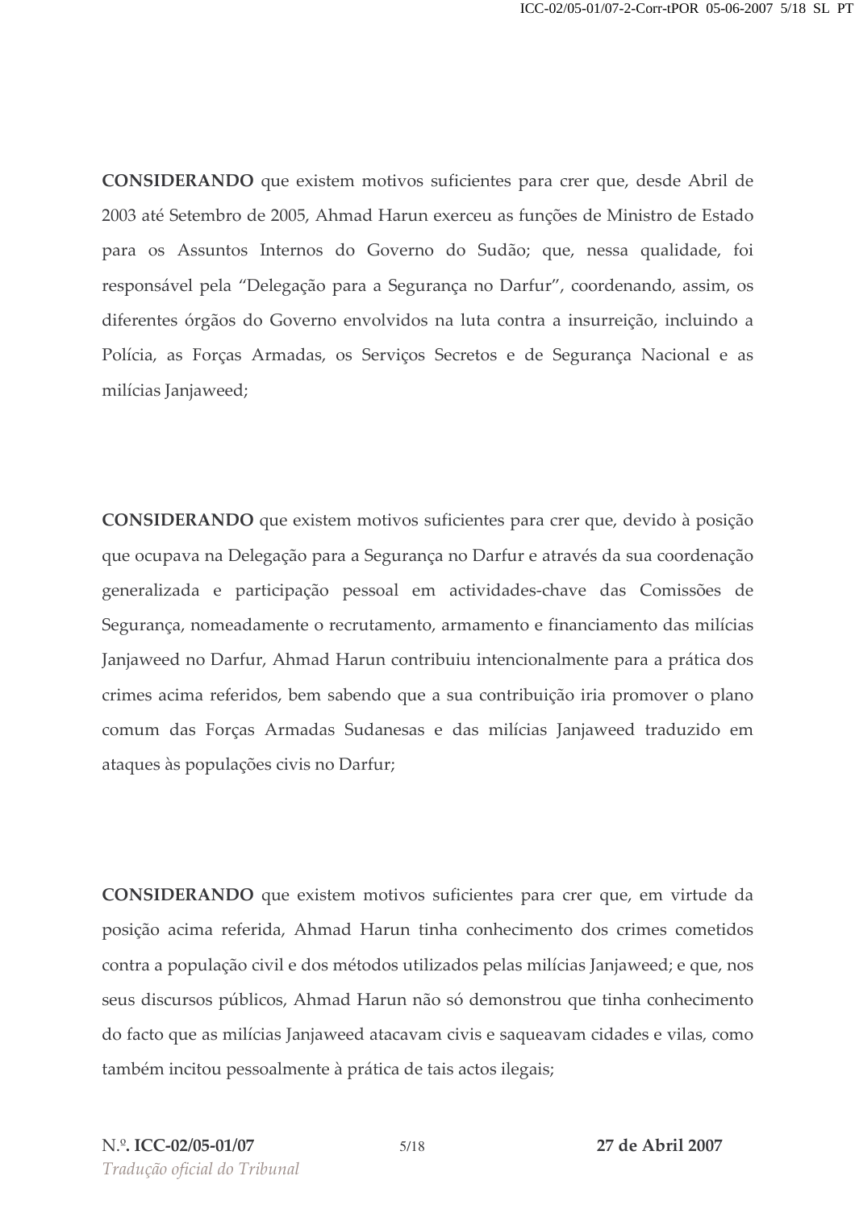**CONSIDERANDO** que existem motivos suficientes para crer que, desde Abril de 2003 até Setembro de 2005, Ahmad Harun exerceu as funções de Ministro de Estado para os Assuntos Internos do Governo do Sudão; que, nessa qualidade, foi responsável pela "Delegação para a Segurança no Darfur", coordenando, assim, os diferentes órgãos do Governo envolvidos na luta contra a insurreição, incluindo a Polícia, as Forças Armadas, os Serviços Secretos e de Segurança Nacional e as milícias Janjaweed;

**CONSIDERANDO** que existem motivos suficientes para crer que, devido à posição que ocupava na Delegação para a Segurança no Darfur e através da sua coordenação generalizada e participação pessoal em actividades-chave das Comissões de Segurança, nomeadamente o recrutamento, armamento e financiamento das milícias Janjaweed no Darfur, Ahmad Harun contribuiu intencionalmente para a prática dos crimes acima referidos, bem sabendo que a sua contribuição iria promover o plano comum das Forças Armadas Sudanesas e das milícias Janjaweed traduzido em ataques às populações civis no Darfur;

**CONSIDERANDO** que existem motivos suficientes para crer que, em virtude da posição acima referida, Ahmad Harun tinha conhecimento dos crimes cometidos contra a população civil e dos métodos utilizados pelas milícias Janjaweed; e que, nos seus discursos públicos, Ahmad Harun não só demonstrou que tinha conhecimento do facto que as milícias Janjaweed atacavam civis e saqueavam cidades e vilas, como também incitou pessoalmente à prática de tais actos ilegais;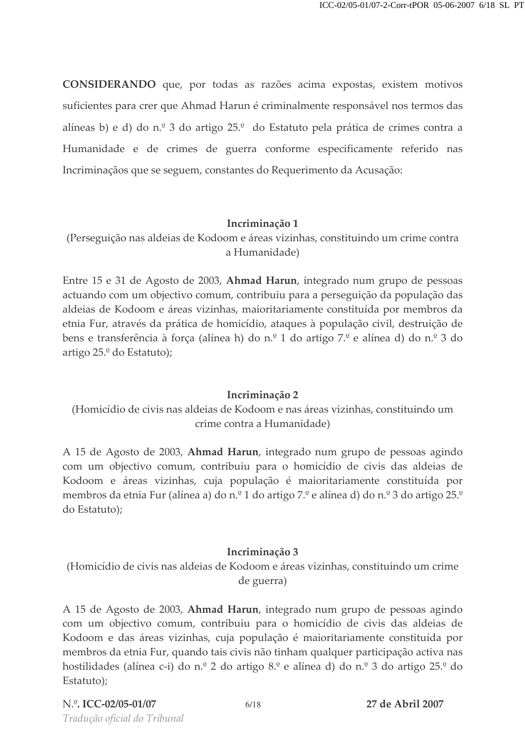**CONSIDERANDO** que, por todas as razões acima expostas, existem motivos suficientes para crer que Ahmad Harun é criminalmente responsável nos termos das alíneas b) e d) do n.º 3 do artigo 25.º do Estatuto pela prática de crimes contra a Humanidade e de crimes de guerra conforme especificamente referido nas Incriminaçãos que se seguem, constantes do Requerimento da Acusação:

**Incriminação 1**

(Perseguição nas aldeias de Kodoom e áreas vizinhas, constituindo um crime contra a Humanidade)

Entre 15 e 31 de Agosto de 2003, **Ahmad Harun**, integrado num grupo de pessoas actuando com um objectivo comum, contribuiu para a perseguição da população das aldeias de Kodoom e áreas vizinhas, maioritariamente constituída por membros da etnia Fur, através da prática de homicídio, ataques à população civil, destruição de bens e transferência à força (alínea h) do n.º 1 do artigo 7.º e alínea d) do n.º 3 do artigo 25.º do Estatuto);

**Incriminação 2**

(Homicídio de civis nas aldeias de Kodoom e nas áreas vizinhas, constituindo um crime contra a Humanidade)

A 15 de Agosto de 2003, **Ahmad Harun**, integrado num grupo de pessoas agindo com um objectivo comum, contribuiu para o homicídio de civis das aldeias de Kodoom e áreas vizinhas, cuja população é maioritariamente constituída por membros da etnia Fur (alínea a) do n.º 1 do artigo 7.º e alínea d) do n.º 3 do artigo 25.º do Estatuto);

**Incriminação 3**

(Homicídio de civis nas aldeias de Kodoom e áreas vizinhas, constituindo um crime de guerra)

A 15 de Agosto de 2003, **Ahmad Harun**, integrado num grupo de pessoas agindo com um objectivo comum, contribuiu para o homicídio de civis das aldeias de Kodoom e das áreas vizinhas, cuja população é maioritariamente constituída por membros da etnia Fur, quando tais civis não tinham qualquer participação activa nas hostilidades (alínea c-i) do n.º 2 do artigo 8.º e alínea d) do n.º 3 do artigo 25.º do Estatuto);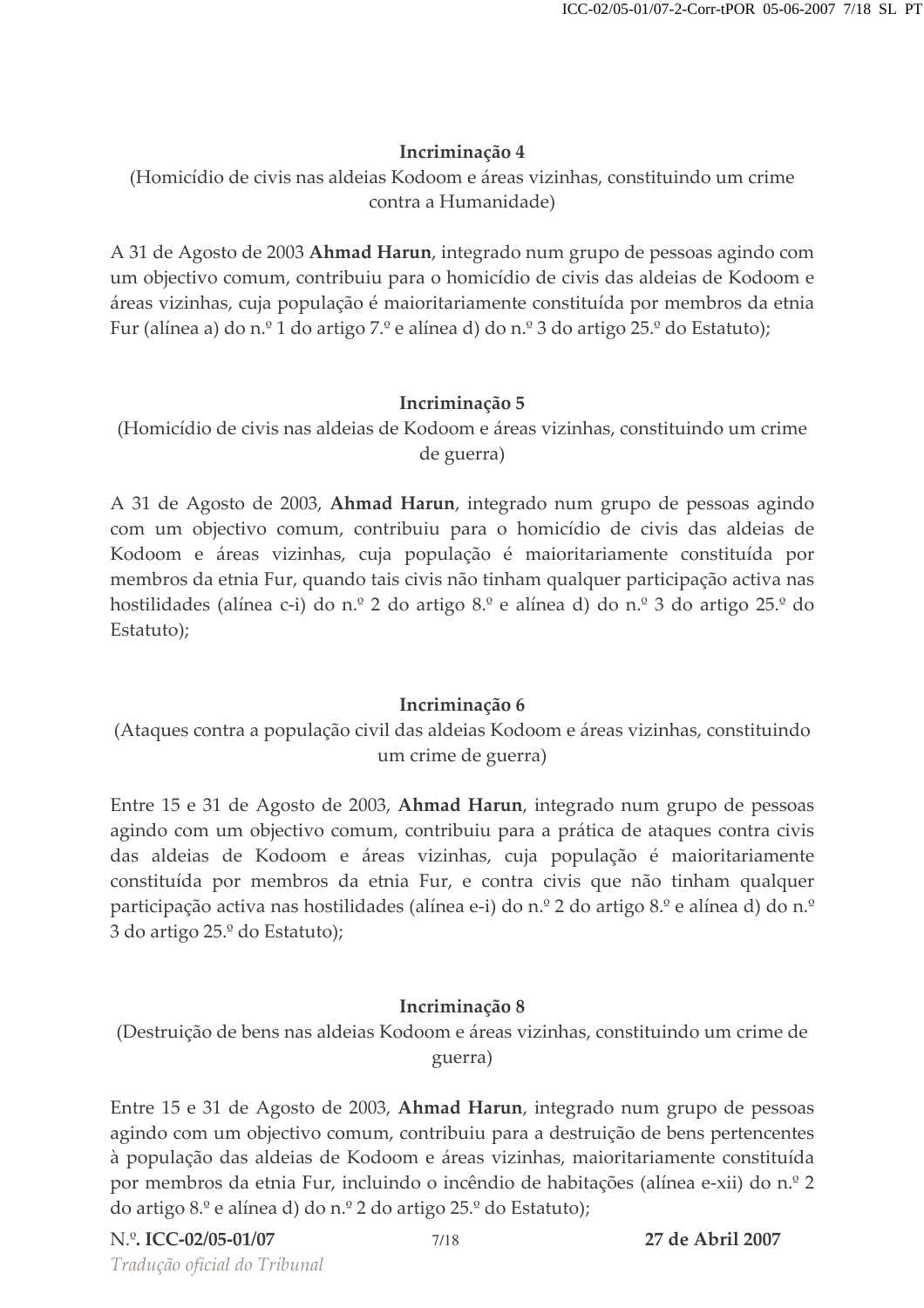### Incriminação 4

(Homicídio de civis nas aldeias Kodoom e áreas vizinhas, constituindo um crime contra a Humanidade)

A 31 de Agosto de 2003 **Ahmad Harun**, integrado num grupo de pessoas agindo com um objectivo comum, contribuiu para o homicídio de civis das aldeias de Kodoom e áreas vizinhas, cuja população é maioritariamente constituída por membros da etnia Fur (alínea a) do n.º 1 do artigo 7.º e alínea d) do n.º 3 do artigo 25.º do Estatuto);

### Incriminação 5

(Homicídio de civis nas aldeias de Kodoom e áreas vizinhas, constituindo um crime de guerra)

A 31 de Agosto de 2003, **Ahmad Harun**, integrado num grupo de pessoas agindo com um objectivo comum, contribuiu para o homicídio de civis das aldeias de Kodoom e áreas vizinhas, cuja população é maioritariamente constituída por membros da etnia Fur, quando tais civis não tinham qualquer participação activa nas hostilidades (alínea c-i) do n.º 2 do artigo 8.º e alínea d) do n.º 3 do artigo 25.º do Estatuto);

### Incriminação 6

(Ataques contra a população civil das aldeias Kodoom e áreas vizinhas, constituindo um crime de guerra)

Entre 15 e 31 de Agosto de 2003, **Ahmad Harun**, integrado num grupo de pessoas agindo com um objectivo comum, contribuiu para a prática de ataques contra civis das aldeias de Kodoom e áreas vizinhas, cuja população é maioritariamente constituída por membros da etnia Fur, e contra civis que não tinham qualquer participação activa nas hostilidades (alínea e-i) do n.º 2 do artigo 8.º e alínea d) do n.º 3 do artigo 25.º do Estatuto);

### Incriminação 8

(Destruição de bens nas aldeias Kodoom e áreas vizinhas, constituindo um crime de guerra)

Entre 15 e 31 de Agosto de 2003, **Ahmad Harun**, integrado num grupo de pessoas agindo com um objectivo comum, contribuiu para a destruição de bens pertencentes à população das aldeias de Kodoom e áreas vizinhas, maioritariamente constituída por membros da etnia Fur, incluindo o incêndio de habitações (alínea e-xii) do n.º 2 do artigo 8.º e alínea d) do n.º 2 do artigo 25.º do Estatuto);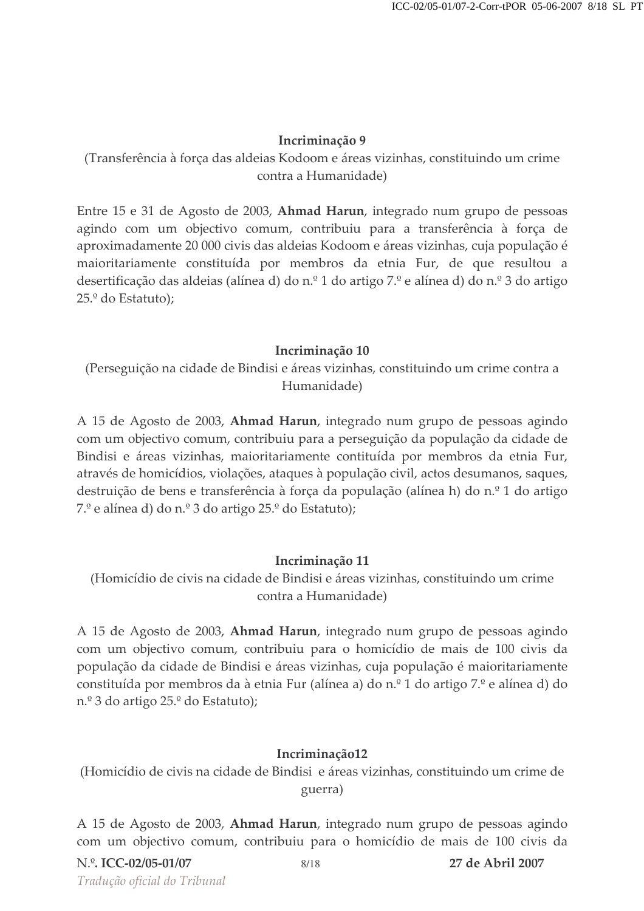**Incriminação 9**

(Transferência à força das aldeias Kodoom e áreas vizinhas, constituindo um crime contra a Humanidade)

Entre 15 e 31 de Agosto de 2003, **Ahmad Harun**, integrado num grupo de pessoas agindo com um objectivo comum, contribuiu para a transferência à força de aproximadamente 20 000 civis das aldeias Kodoom e áreas vizinhas, cuja população é maioritariamente constituída por membros da etnia Fur, de que resultou a desertificação das aldeias (alínea d) do n.º 1 do artigo 7.º e alínea d) do n.º 3 do artigo 25.º do Estatuto);

**Incriminação 10**

(Perseguição na cidade de Bindisi e áreas vizinhas, constituindo um crime contra a Humanidade)

A 15 de Agosto de 2003, **Ahmad Harun**, integrado num grupo de pessoas agindo com um objectivo comum, contribuiu para a perseguição da população da cidade de Bindisi e áreas vizinhas, maioritariamente contituída por membros da etnia Fur, através de homicídios, violações, ataques à população civil, actos desumanos, saques, destruição de bens e transferência à força da população (alínea h) do n.º 1 do artigo 7.º e alínea d) do n.º 3 do artigo 25.º do Estatuto);

**Incriminação 11**

(Homicídio de civis na cidade de Bindisi e áreas vizinhas, constituindo um crime contra a Humanidade)

A 15 de Agosto de 2003, **Ahmad Harun**, integrado num grupo de pessoas agindo com um objectivo comum, contribuiu para o homicídio de mais de 100 civis da população da cidade de Bindisi e áreas vizinhas, cuja população é maioritariamente constituída por membros da à etnia Fur (alínea a) do n.º 1 do artigo 7.º e alínea d) do n.º 3 do artigo 25.º do Estatuto);

**Incriminação12**

(Homicídio de civis na cidade de Bindisi e áreas vizinhas, constituindo um crime de guerra)

A 15 de Agosto de 2003, **Ahmad Harun**, integrado num grupo de pessoas agindo com um objectivo comum, contribuiu para o homicídio de mais de 100 civis da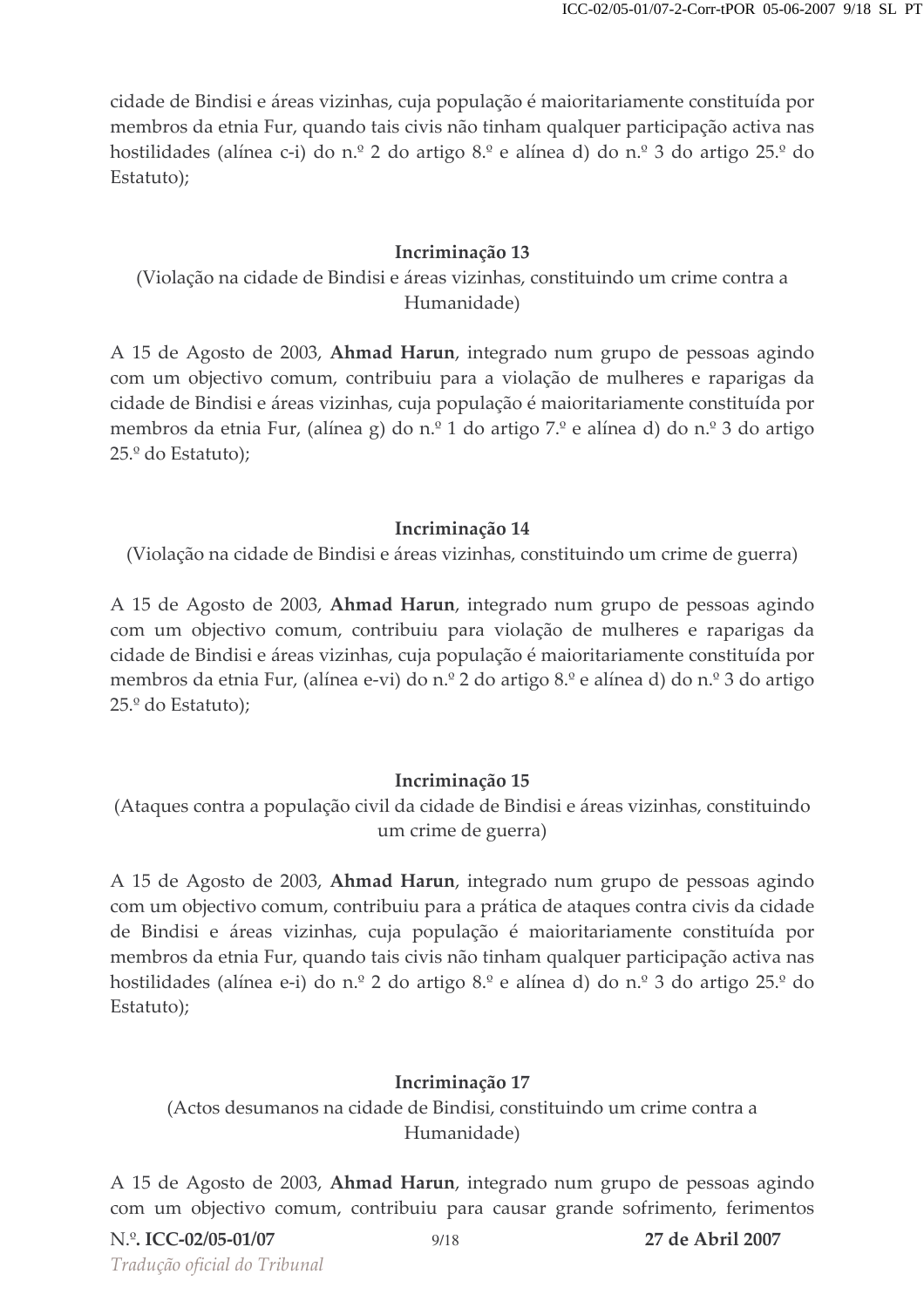cidade de Bindisi e áreas vizinhas, cuja população é maioritariamente constituída por membros da etnia Fur, quando tais civis não tinham qualquer participação activa nas hostilidades (alínea c-i) do n.º 2 do artigo 8.º e alínea d) do n.º 3 do artigo 25.º do Estatuto);

**Incriminação 13**

(Violação na cidade de Bindisi e áreas vizinhas, constituindo um crime contra a Humanidade)

A 15 de Agosto de 2003, **Ahmad Harun**, integrado num grupo de pessoas agindo com um objectivo comum, contribuiu para a violação de mulheres e raparigas da cidade de Bindisi e áreas vizinhas, cuja população é maioritariamente constituída por membros da etnia Fur, (alínea g) do n.º 1 do artigo 7.º e alínea d) do n.º 3 do artigo 25.º do Estatuto);

**Incriminação 14**

(Violação na cidade de Bindisi e áreas vizinhas, constituindo um crime de guerra)

A 15 de Agosto de 2003, **Ahmad Harun**, integrado num grupo de pessoas agindo com um objectivo comum, contribuiu para violação de mulheres e raparigas da cidade de Bindisi e áreas vizinhas, cuja população é maioritariamente constituída por membros da etnia Fur, (alínea e-vi) do n.º 2 do artigo 8.º e alínea d) do n.º 3 do artigo 25.º do Estatuto);

**Incriminação 15**

(Ataques contra a população civil da cidade de Bindisi e áreas vizinhas, constituindo um crime de guerra)

A 15 de Agosto de 2003, **Ahmad Harun**, integrado num grupo de pessoas agindo com um objectivo comum, contribuiu para a prática de ataques contra civis da cidade de Bindisi e áreas vizinhas, cuja população é maioritariamente constituída por membros da etnia Fur, quando tais civis não tinham qualquer participação activa nas hostilidades (alínea e-i) do n.º 2 do artigo 8.º e alínea d) do n.º 3 do artigo 25.º do Estatuto);

**Incriminação 17**

(Actos desumanos na cidade de Bindisi, constituindo um crime contra a Humanidade)

A 15 de Agosto de 2003, **Ahmad Harun**, integrado num grupo de pessoas agindo com um objectivo comum, contribuiu para causar grande sofrimento, ferimentos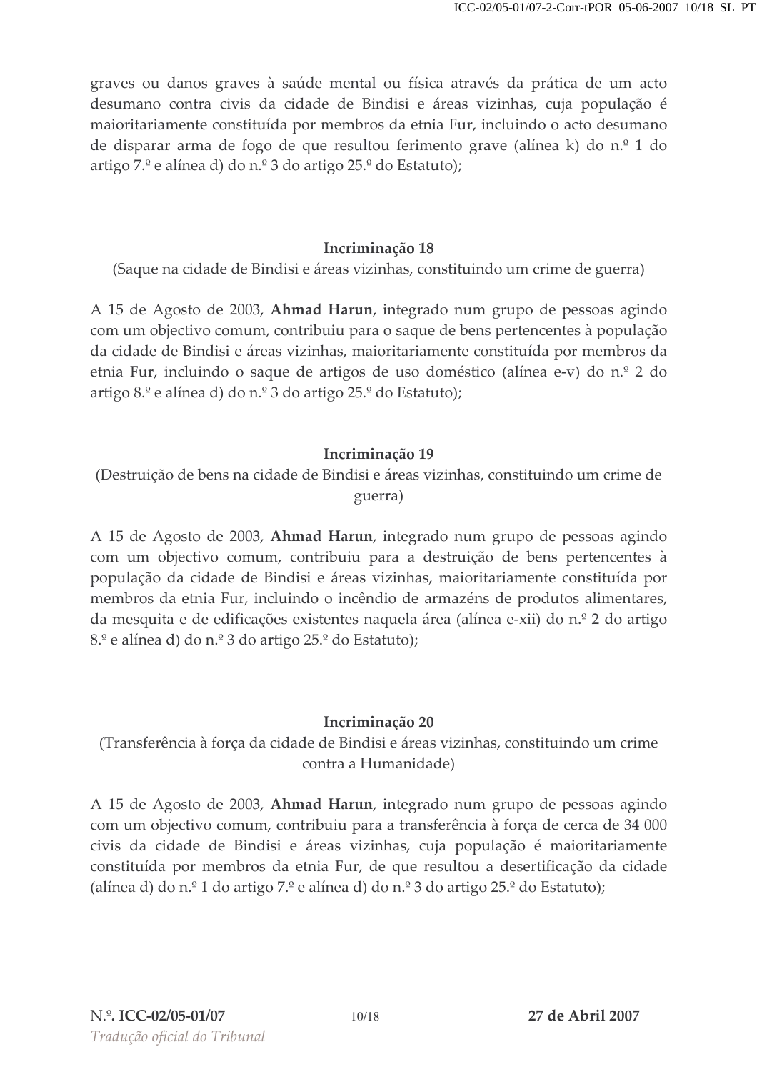graves ou danos graves à saúde mental ou física através da prática de um acto desumano contra civis da cidade de Bindisi e áreas vizinhas, cuja população é maioritariamente constituída por membros da etnia Fur, incluindo o acto desumano de disparar arma de fogo de que resultou ferimento grave (alínea k) do n.º 1 do artigo 7.º e alínea d) do n.º 3 do artigo 25.º do Estatuto);

**Incriminação 18**

(Saque na cidade de Bindisi e áreas vizinhas, constituindo um crime de guerra)

A 15 de Agosto de 2003, **Ahmad Harun**, integrado num grupo de pessoas agindo com um objectivo comum, contribuiu para o saque de bens pertencentes à população da cidade de Bindisi e áreas vizinhas, maioritariamente constituída por membros da etnia Fur, incluindo o saque de artigos de uso doméstico (alínea e-v) do n.º 2 do artigo 8.º e alínea d) do n.º 3 do artigo 25.º do Estatuto);

**Incriminação 19**

(Destruição de bens na cidade de Bindisi e áreas vizinhas, constituindo um crime de guerra)

A 15 de Agosto de 2003, **Ahmad Harun**, integrado num grupo de pessoas agindo com um objectivo comum, contribuiu para a destruição de bens pertencentes à população da cidade de Bindisi e áreas vizinhas, maioritariamente constituída por membros da etnia Fur, incluindo o incêndio de armazéns de produtos alimentares, da mesquita e de edificações existentes naquela área (alínea e-xii) do n.º 2 do artigo 8.º e alínea d) do n.º 3 do artigo 25.º do Estatuto);

**Incriminação 20**

(Transferência à força da cidade de Bindisi e áreas vizinhas, constituindo um crime contra a Humanidade)

A 15 de Agosto de 2003, **Ahmad Harun**, integrado num grupo de pessoas agindo com um objectivo comum, contribuiu para a transferência à força de cerca de 34 000 civis da cidade de Bindisi e áreas vizinhas, cuja população é maioritariamente constituída por membros da etnia Fur, de que resultou a desertificação da cidade (alínea d) do n.º 1 do artigo 7.º e alínea d) do n.º 3 do artigo 25.º do Estatuto);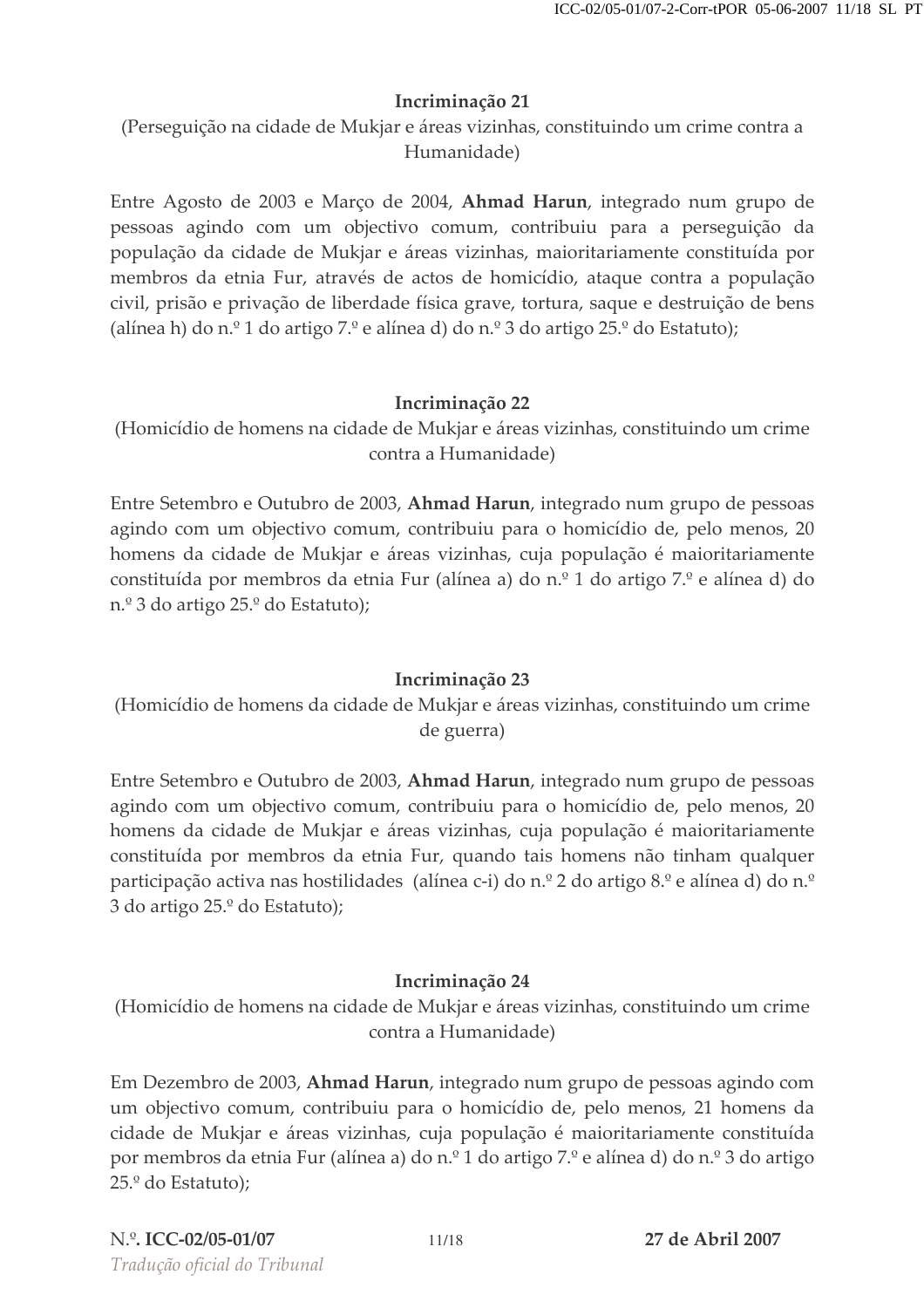**Incriminação 21**

(Perseguição na cidade de Mukjar e áreas vizinhas, constituindo um crime contra a Humanidade)

Entre Agosto de 2003 e Março de 2004, **Ahmad Harun**, integrado num grupo de pessoas agindo com um objectivo comum, contribuiu para a perseguição da população da cidade de Mukjar e áreas vizinhas, maioritariamente constituída por membros da etnia Fur, através de actos de homicídio, ataque contra a população civil, prisão e privação de liberdade física grave, tortura, saque e destruição de bens (alínea h) do n.º 1 do artigo 7.º e alínea d) do n.º 3 do artigo 25.º do Estatuto);

**Incriminação 22**

(Homicídio de homens na cidade de Mukjar e áreas vizinhas, constituindo um crime contra a Humanidade)

Entre Setembro e Outubro de 2003, **Ahmad Harun**, integrado num grupo de pessoas agindo com um objectivo comum, contribuiu para o homicídio de, pelo menos, 20 homens da cidade de Mukjar e áreas vizinhas, cuja população é maioritariamente constituída por membros da etnia Fur (alínea a) do n.º 1 do artigo 7.º e alínea d) do n.º 3 do artigo 25.º do Estatuto);

**Incriminação 23**

(Homicídio de homens da cidade de Mukjar e áreas vizinhas, constituindo um crime de guerra)

Entre Setembro e Outubro de 2003, **Ahmad Harun**, integrado num grupo de pessoas agindo com um objectivo comum, contribuiu para o homicídio de, pelo menos, 20 homens da cidade de Mukjar e áreas vizinhas, cuja população é maioritariamente constituída por membros da etnia Fur, quando tais homens não tinham qualquer participação activa nas hostilidades (alínea c-i) do n.º 2 do artigo 8.º e alínea d) do n.º 3 do artigo 25.º do Estatuto);

**Incriminação 24**

(Homicídio de homens na cidade de Mukjar e áreas vizinhas, constituindo um crime contra a Humanidade)

Em Dezembro de 2003, **Ahmad Harun**, integrado num grupo de pessoas agindo com um objectivo comum, contribuiu para o homicídio de, pelo menos, 21 homens da cidade de Mukjar e áreas vizinhas, cuja população é maioritariamente constituída por membros da etnia Fur (alínea a) do n.º 1 do artigo 7.º e alínea d) do n.º 3 do artigo 25.º do Estatuto);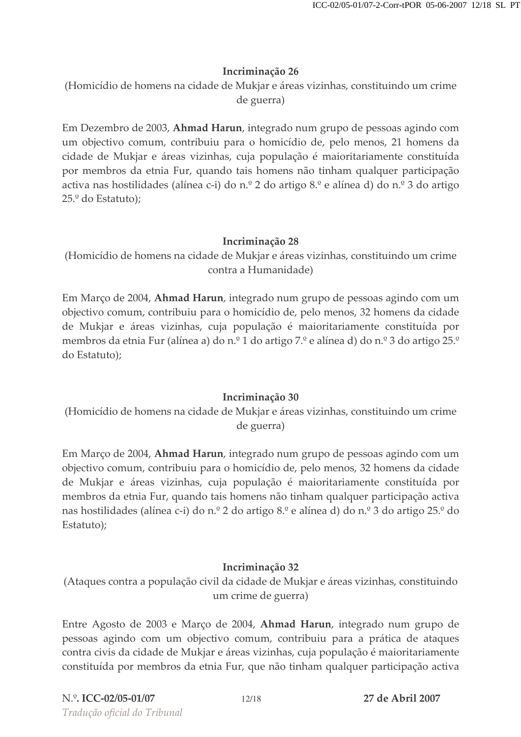**Incriminação 26**

(Homicídio de homens na cidade de Mukjar e áreas vizinhas, constituindo um crime de guerra)

Em Dezembro de 2003, **Ahmad Harun**, integrado num grupo de pessoas agindo com um objectivo comum, contribuiu para o homicídio de, pelo menos, 21 homens da cidade de Mukjar e áreas vizinhas, cuja população é maioritariamente constituída por membros da etnia Fur, quando tais homens não tinham qualquer participação activa nas hostilidades (alínea c-i) do n.º 2 do artigo 8.º e alínea d) do n.º 3 do artigo 25.º do Estatuto);

**Incriminação 28**

(Homicídio de homens na cidade de Mukjar e áreas vizinhas, constituindo um crime contra a Humanidade)

Em Março de 2004, **Ahmad Harun**, integrado num grupo de pessoas agindo com um objectivo comum, contribuiu para o homicídio de, pelo menos, 32 homens da cidade de Mukjar e áreas vizinhas, cuja população é maioritariamente constituída por membros da etnia Fur (alínea a) do n.º 1 do artigo 7.º e alínea d) do n.º 3 do artigo 25.º do Estatuto);

**Incriminação 30**

(Homicídio de homens na cidade de Mukjar e áreas vizinhas, constituindo um crime de guerra)

Em Março de 2004, **Ahmad Harun**, integrado num grupo de pessoas agindo com um objectivo comum, contribuiu para o homicídio de, pelo menos, 32 homens da cidade de Mukjar e áreas vizinhas, cuja população é maioritariamente constituída por membros da etnia Fur, quando tais homens não tinham qualquer participação activa nas hostilidades (alínea c-i) do n.º 2 do artigo 8.º e alínea d) do n.º 3 do artigo 25.º do Estatuto);

**Incriminação 32**

(Ataques contra a população civil da cidade de Mukjar e áreas vizinhas, constituindo um crime de guerra)

Entre Agosto de 2003 e Março de 2004, **Ahmad Harun**, integrado num grupo de pessoas agindo com um objectivo comum, contribuiu para a prática de ataques contra civis da cidade de Mukjar e áreas vizinhas, cuja população é maioritariamente constituída por membros da etnia Fur, que não tinham qualquer participação activa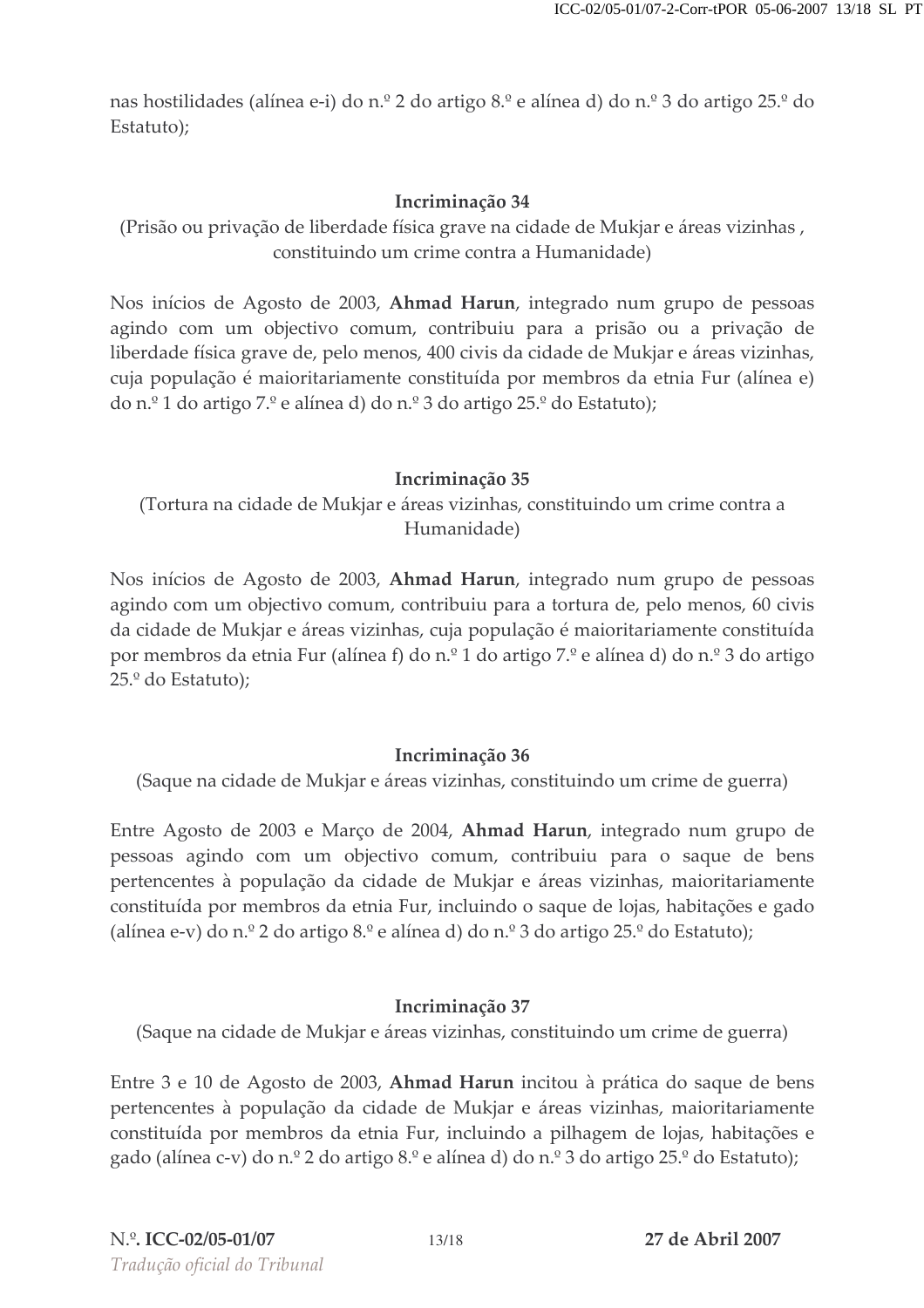nas hostilidades (alínea e-i) do n.º 2 do artigo 8.º e alínea d) do n.º 3 do artigo 25.º do Estatuto);

**Incriminação 34**

(Prisão ou privação de liberdade física grave na cidade de Mukjar e áreas vizinhas , constituindo um crime contra a Humanidade)

Nos inícios de Agosto de 2003, **Ahmad Harun**, integrado num grupo de pessoas agindo com um objectivo comum, contribuiu para a prisão ou a privação de liberdade física grave de, pelo menos, 400 civis da cidade de Mukjar e áreas vizinhas, cuja população é maioritariamente constituída por membros da etnia Fur (alínea e) do n.º 1 do artigo 7.º e alínea d) do n.º 3 do artigo 25.º do Estatuto);

**Incriminação 35**

(Tortura na cidade de Mukjar e áreas vizinhas, constituindo um crime contra a Humanidade)

Nos inícios de Agosto de 2003, **Ahmad Harun**, integrado num grupo de pessoas agindo com um objectivo comum, contribuiu para a tortura de, pelo menos, 60 civis da cidade de Mukjar e áreas vizinhas, cuja população é maioritariamente constituída por membros da etnia Fur (alínea f) do n.º 1 do artigo 7.º e alínea d) do n.º 3 do artigo 25.º do Estatuto);

**Incriminação 36**

(Saque na cidade de Mukjar e áreas vizinhas, constituindo um crime de guerra)

Entre Agosto de 2003 e Março de 2004, **Ahmad Harun**, integrado num grupo de pessoas agindo com um objectivo comum, contribuiu para o saque de bens pertencentes à população da cidade de Mukjar e áreas vizinhas, maioritariamente constituída por membros da etnia Fur, incluindo o saque de lojas, habitações e gado (alínea e-v) do n.º 2 do artigo 8.º e alínea d) do n.º 3 do artigo 25.º do Estatuto);

**Incriminação 37**

(Saque na cidade de Mukjar e áreas vizinhas, constituindo um crime de guerra)

Entre 3 e 10 de Agosto de 2003, **Ahmad Harun** incitou à prática do saque de bens pertencentes à população da cidade de Mukjar e áreas vizinhas, maioritariamente constituída por membros da etnia Fur, incluindo a pilhagem de lojas, habitações e gado (alínea c-v) do n.º 2 do artigo 8.º e alínea d) do n.º 3 do artigo 25.º do Estatuto);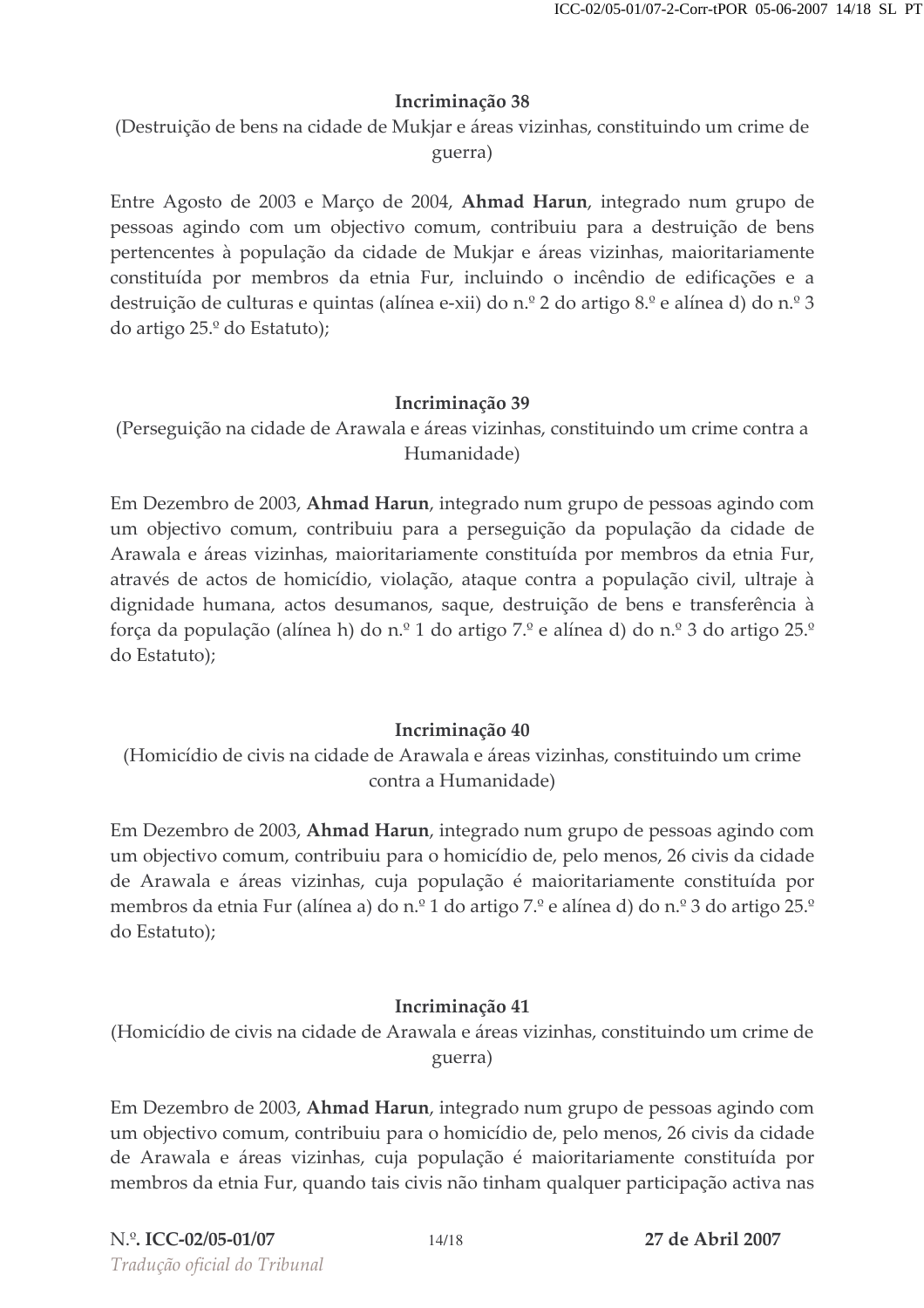**Incriminação 38**

(Destruição de bens na cidade de Mukjar e áreas vizinhas, constituindo um crime de guerra)

Entre Agosto de 2003 e Março de 2004, **Ahmad Harun**, integrado num grupo de pessoas agindo com um objectivo comum, contribuiu para a destruição de bens pertencentes à população da cidade de Mukjar e áreas vizinhas, maioritariamente constituída por membros da etnia Fur, incluindo o incêndio de edificações e a destruição de culturas e quintas (alínea e-xii) do n.º 2 do artigo 8.º e alínea d) do n.º 3 do artigo 25.º do Estatuto);

**Incriminação 39**

(Perseguição na cidade de Arawala e áreas vizinhas, constituindo um crime contra a Humanidade)

Em Dezembro de 2003, **Ahmad Harun**, integrado num grupo de pessoas agindo com um objectivo comum, contribuiu para a perseguição da população da cidade de Arawala e áreas vizinhas, maioritariamente constituída por membros da etnia Fur, através de actos de homicídio, violação, ataque contra a população civil, ultraje à dignidade humana, actos desumanos, saque, destruição de bens e transferência à força da população (alínea h) do n.º 1 do artigo 7.º e alínea d) do n.º 3 do artigo 25.º do Estatuto);

**Incriminação 40**

(Homicídio de civis na cidade de Arawala e áreas vizinhas, constituindo um crime contra a Humanidade)

Em Dezembro de 2003, **Ahmad Harun**, integrado num grupo de pessoas agindo com um objectivo comum, contribuiu para o homicídio de, pelo menos, 26 civis da cidade de Arawala e áreas vizinhas, cuja população é maioritariamente constituída por membros da etnia Fur (alínea a) do n.º 1 do artigo 7.º e alínea d) do n.º 3 do artigo 25.º do Estatuto);

**Incriminação 41**

(Homicídio de civis na cidade de Arawala e áreas vizinhas, constituindo um crime de guerra)

Em Dezembro de 2003, **Ahmad Harun**, integrado num grupo de pessoas agindo com um objectivo comum, contribuiu para o homicídio de, pelo menos, 26 civis da cidade de Arawala e áreas vizinhas, cuja população é maioritariamente constituída por membros da etnia Fur, quando tais civis não tinham qualquer participação activa nas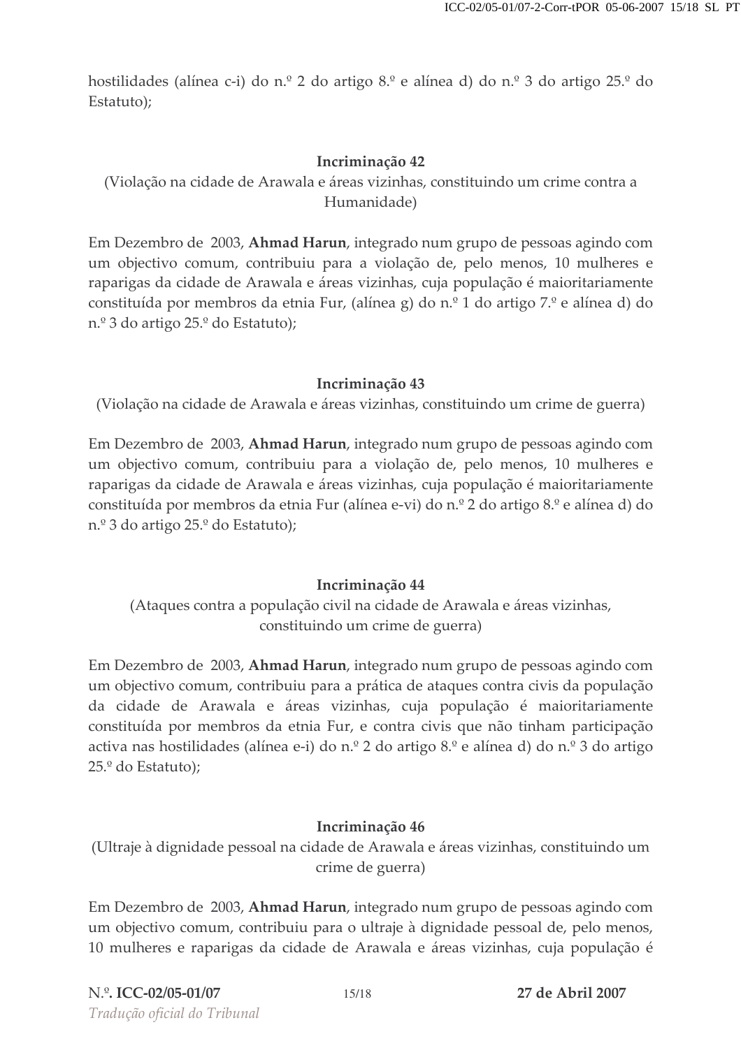hostilidades (alínea c-i) do n.º 2 do artigo 8.º e alínea d) do n.º 3 do artigo 25.º do Estatuto);

**Incriminação 42**

(Violação na cidade de Arawala e áreas vizinhas, constituindo um crime contra a Humanidade)

Em Dezembro de 2003, **Ahmad Harun**, integrado num grupo de pessoas agindo com um objectivo comum, contribuiu para a violação de, pelo menos, 10 mulheres e raparigas da cidade de Arawala e áreas vizinhas, cuja população é maioritariamente constituída por membros da etnia Fur, (alínea g) do n.º 1 do artigo 7.º e alínea d) do n.º 3 do artigo 25.º do Estatuto);

**Incriminação 43**

(Violação na cidade de Arawala e áreas vizinhas, constituindo um crime de guerra)

Em Dezembro de 2003, **Ahmad Harun**, integrado num grupo de pessoas agindo com um objectivo comum, contribuiu para a violação de, pelo menos, 10 mulheres e raparigas da cidade de Arawala e áreas vizinhas, cuja população é maioritariamente constituída por membros da etnia Fur (alínea e-vi) do n.º 2 do artigo 8.º e alínea d) do n.º 3 do artigo 25.º do Estatuto);

**Incriminação 44**

(Ataques contra a população civil na cidade de Arawala e áreas vizinhas, constituindo um crime de guerra)

Em Dezembro de 2003, **Ahmad Harun**, integrado num grupo de pessoas agindo com um objectivo comum, contribuiu para a prática de ataques contra civis da população da cidade de Arawala e áreas vizinhas, cuja população é maioritariamente constituída por membros da etnia Fur, e contra civis que não tinham participação activa nas hostilidades (alínea e-i) do n.º 2 do artigo 8.º e alínea d) do n.º 3 do artigo 25.º do Estatuto);

**Incriminação 46**

(Ultraje à dignidade pessoal na cidade de Arawala e áreas vizinhas, constituindo um crime de guerra)

Em Dezembro de 2003, **Ahmad Harun**, integrado num grupo de pessoas agindo com um objectivo comum, contribuiu para o ultraje à dignidade pessoal de, pelo menos, 10 mulheres e raparigas da cidade de Arawala e áreas vizinhas, cuja população é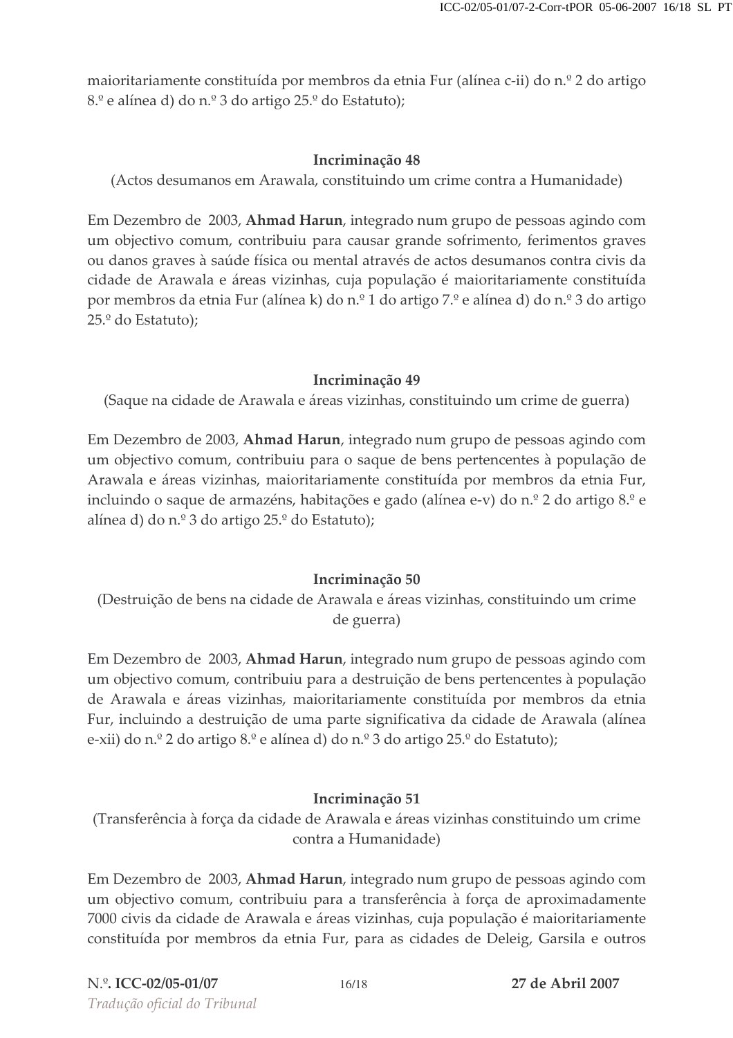maioritariamente constituída por membros da etnia Fur (alínea c-ii) do n.º 2 do artigo 8.º e alínea d) do n.º 3 do artigo 25.º do Estatuto);

**Incriminação 48**

(Actos desumanos em Arawala, constituindo um crime contra a Humanidade)

Em Dezembro de 2003, **Ahmad Harun**, integrado num grupo de pessoas agindo com um objectivo comum, contribuiu para causar grande sofrimento, ferimentos graves ou danos graves à saúde física ou mental através de actos desumanos contra civis da cidade de Arawala e áreas vizinhas, cuja população é maioritariamente constituída por membros da etnia Fur (alínea k) do n.º 1 do artigo 7.º e alínea d) do n.º 3 do artigo 25.º do Estatuto);

**Incriminação 49**

(Saque na cidade de Arawala e áreas vizinhas, constituindo um crime de guerra)

Em Dezembro de 2003, **Ahmad Harun**, integrado num grupo de pessoas agindo com um objectivo comum, contribuiu para o saque de bens pertencentes à população de Arawala e áreas vizinhas, maioritariamente constituída por membros da etnia Fur, incluindo o saque de armazéns, habitações e gado (alínea e-v) do n.º 2 do artigo 8.º e alínea d) do n.º 3 do artigo 25.º do Estatuto);

**Incriminação 50**

(Destruição de bens na cidade de Arawala e áreas vizinhas, constituindo um crime de guerra)

Em Dezembro de 2003, **Ahmad Harun**, integrado num grupo de pessoas agindo com um objectivo comum, contribuiu para a destruição de bens pertencentes à população de Arawala e áreas vizinhas, maioritariamente constituída por membros da etnia Fur, incluindo a destruição de uma parte significativa da cidade de Arawala (alínea e-xii) do n.º 2 do artigo 8.º e alínea d) do n.º 3 do artigo 25.º do Estatuto);

**Incriminação 51**

(Transferência à força da cidade de Arawala e áreas vizinhas constituindo um crime contra a Humanidade)

Em Dezembro de 2003, **Ahmad Harun**, integrado num grupo de pessoas agindo com um objectivo comum, contribuiu para a transferência à força de aproximadamente 7000 civis da cidade de Arawala e áreas vizinhas, cuja população é maioritariamente constituída por membros da etnia Fur, para as cidades de Deleig, Garsila e outros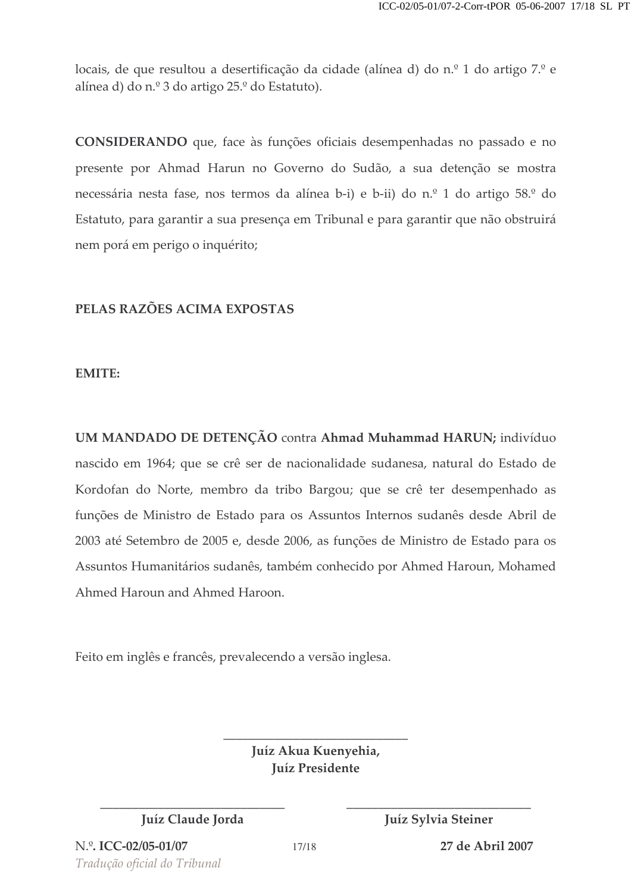locais, de que resultou a desertificação da cidade (alínea d) do n.º 1 do artigo 7.º e alínea d) do n.º 3 do artigo 25.º do Estatuto).

**CONSIDERANDO** que, face às funções oficiais desempenhadas no passado e no presente por Ahmad Harun no Governo do Sudão, a sua detenção se mostra necessária nesta fase, nos termos da alínea b-i) e b-ii) do n.º 1 do artigo 58.º do Estatuto, para garantir a sua presença em Tribunal e para garantir que não obstruirá nem porá em perigo o inquérito;

**PELAS RAZÕES ACIMA EXPOSTAS**

**EMITE:**

**UM MANDADO DE DETENÇÃO** contra **Ahmad Muhammad HARUN;** indivíduo nascido em 1964; que se crê ser de nacionalidade sudanesa, natural do Estado de Kordofan do Norte, membro da tribo Bargou; que se crê ter desempenhado as funções de Ministro de Estado para os Assuntos Internos sudanês desde Abril de 2003 até Setembro de 2005 e, desde 2006, as funções de Ministro de Estado para os Assuntos Humanitários sudanês, também conhecido por Ahmed Haroun, Mohamed Ahmed Haroun and Ahmed Haroon.

Feito em inglês e francês, prevalecendo a versão inglesa.

\_\_\_\_\_\_\_\_\_\_\_\_\_\_\_\_\_\_\_\_\_\_\_\_\_\_\_\_
**Juíz Akua Kuenyehia,**
**Juíz Presidente**

\_\_\_\_\_\_\_\_\_\_\_\_\_\_\_\_\_\_\_\_\_\_\_\_\_\_\_\_
**Juíz Claude Jorda**

\_\_\_\_\_\_\_\_\_\_\_\_\_\_\_\_\_\_\_\_\_\_\_\_\_\_\_\_
**Juíz Sylvia Steiner**

N.º. **ICC-02/05-01/07** **27 de Abril 2007**

*Tradução oficial do Tribunal*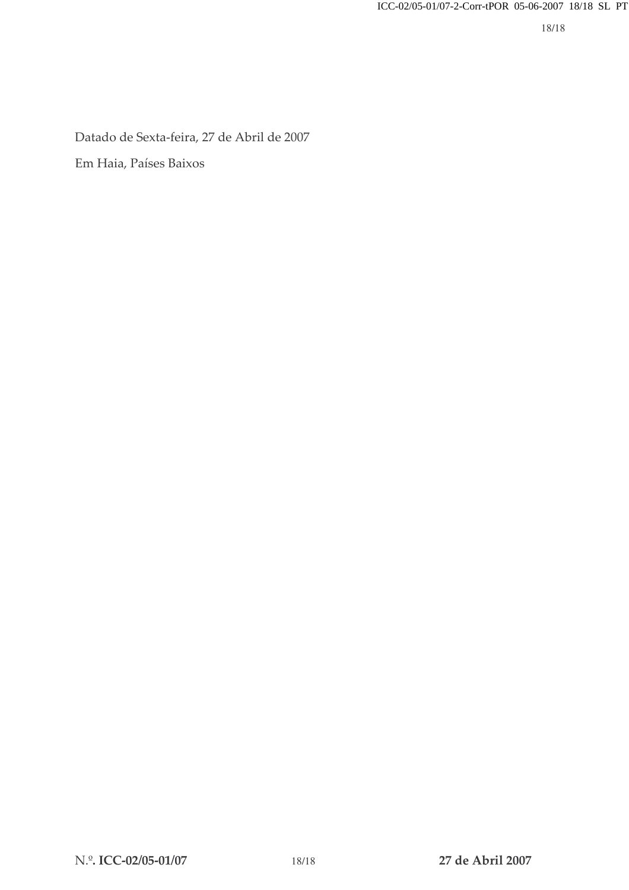Datado de Sexta-feira, 27 de Abril de 2007

Em Haia, Países Baixos